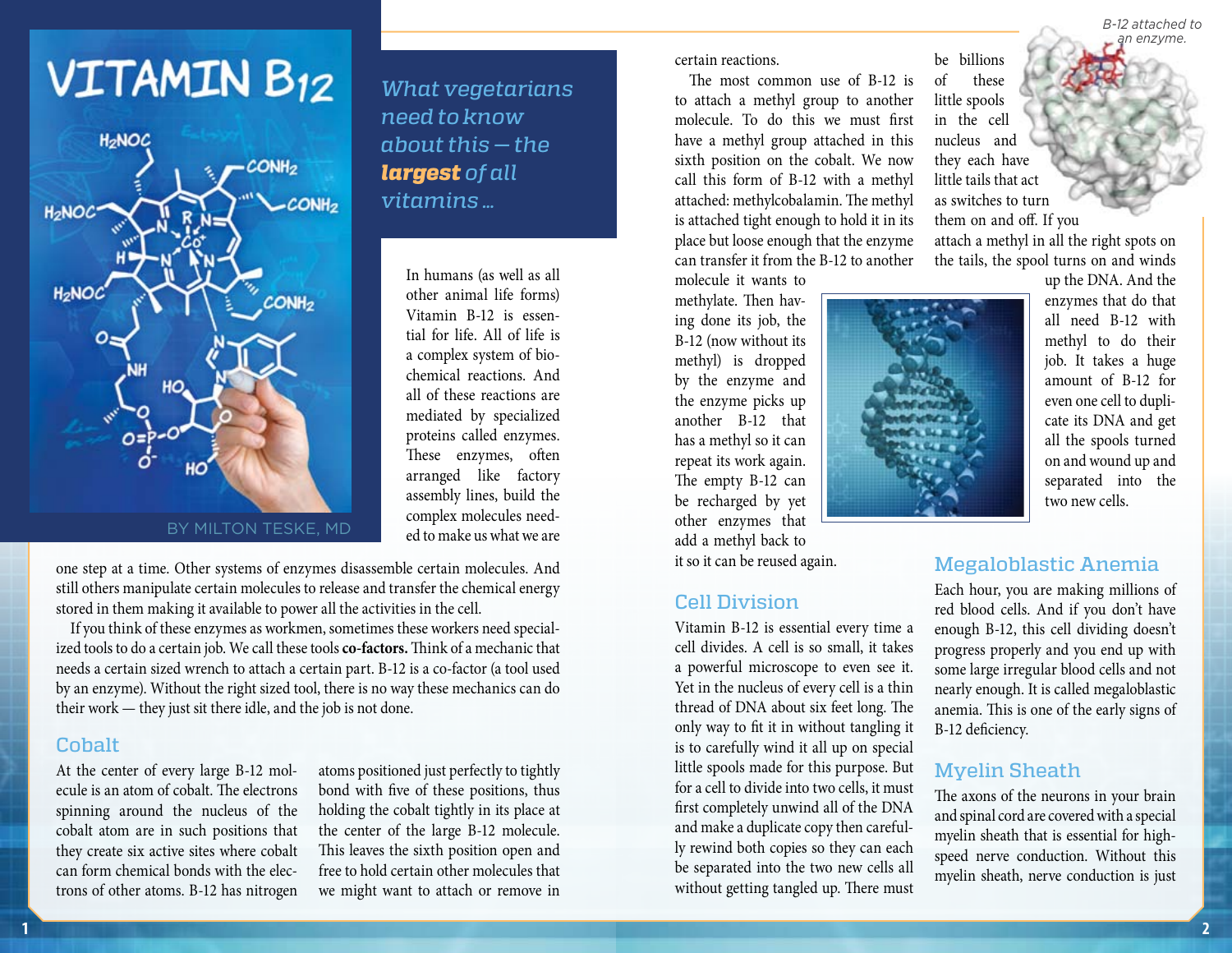# VITAMIN B12

*What vegetarians need to know about this — the **largest** of all vitamins ...*

BY MILTON TESKE, MD

In humans (as well as all other animal life forms) Vitamin B-12 is essential for life. All of life is a complex system of biochemical reactions. And all of these reactions are mediated by specialized proteins called enzymes. These enzymes, often arranged like factory assembly lines, build the complex molecules needed to make us what we are one step at a time. Other systems of enzymes disassemble certain molecules. And still others manipulate certain molecules to release and transfer the chemical energy stored in them making it available to power all the activities in the cell.

If you think of these enzymes as workmen, sometimes these workers need specialized tools to do a certain job. We call these tools **co-factors.** Think of a mechanic that needs a certain sized wrench to attach a certain part. B-12 is a co-factor (a tool used by an enzyme). Without the right sized tool, there is no way these mechanics can do their work — they just sit there idle, and the job is not done.

## Cobalt

At the center of every large B-12 molecule is an atom of cobalt. The electrons spinning around the nucleus of the cobalt atom are in such positions that they create six active sites where cobalt can form chemical bonds with the electrons of other atoms. B-12 has nitrogen atoms positioned just perfectly to tightly bond with five of these positions, thus holding the cobalt tightly in its place at the center of the large B-12 molecule. This leaves the sixth position open and free to hold certain other molecules that we might want to attach or remove in certain reactions.

The most common use of B-12 is to attach a methyl group to another molecule. To do this we must first have a methyl group attached in this sixth position on the cobalt. We now call this form of B-12 with a methyl attached: methylcobalamin. The methyl is attached tight enough to hold it in its place but loose enough that the enzyme can transfer it from the B-12 to another molecule it wants to methylate. Then having done its job, the B-12 (now without its methyl) is dropped by the enzyme and the enzyme picks up another B-12 that has a methyl so it can repeat its work again. The empty B-12 can be recharged by yet other enzymes that add a methyl back to it so it can be reused again.

## Cell Division

Vitamin B-12 is essential every time a cell divides. A cell is so small, it takes a powerful microscope to even see it. Yet in the nucleus of every cell is a thin thread of DNA about six feet long. The only way to fit it in without tangling it is to carefully wind it all up on special little spools made for this purpose. But for a cell to divide into two cells, it must first completely unwind all of the DNA and make a duplicate copy then carefully rewind both copies so they can each be separated into the two new cells all without getting tangled up. There must be billions of these little spools in the cell nucleus and they each have little tails that act as switches to turn them on and off. If you attach a methyl in all the right spots on the tails, the spool turns on and winds up the DNA. And the enzymes that do that all need B-12 with methyl to do their job. It takes a huge amount of B-12 for even one cell to duplicate its DNA and get all the spools turned on and wound up and separated into the two new cells.

*B-12 attached to an enzyme.*

## Megaloblastic Anemia

Each hour, you are making millions of red blood cells. And if you don't have enough B-12, this cell dividing doesn't progress properly and you end up with some large irregular blood cells and not nearly enough. It is called megaloblastic anemia. This is one of the early signs of B-12 deficiency.

## Myelin Sheath

The axons of the neurons in your brain and spinal cord are covered with a special myelin sheath that is essential for high-speed nerve conduction. Without this myelin sheath, nerve conduction is just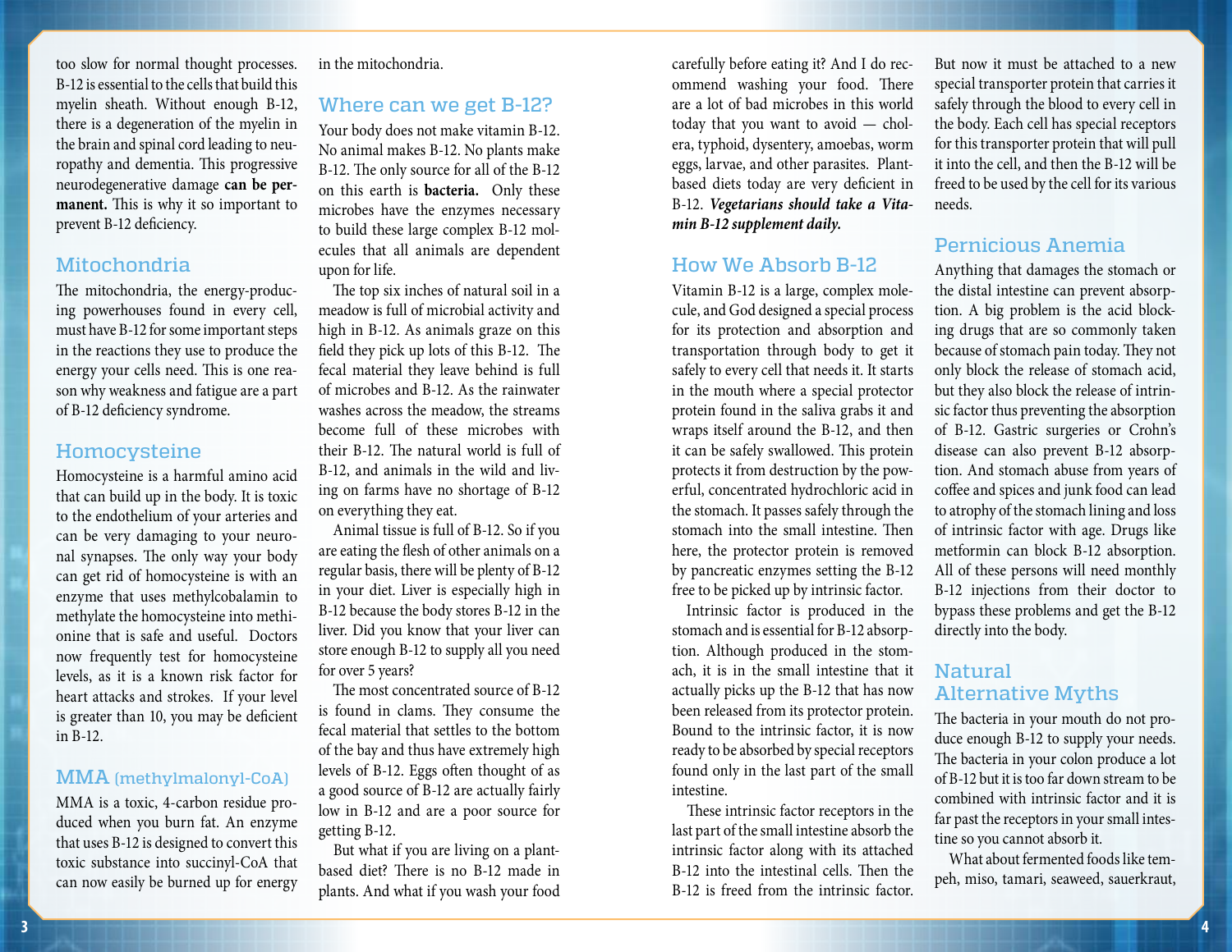too slow for normal thought processes. B-12 is essential to the cells that build this myelin sheath. Without enough B-12, there is a degeneration of the myelin in the brain and spinal cord leading to neuropathy and dementia. This progressive neurodegenerative damage **can be permanent.** This is why it so important to prevent B-12 deficiency.

## Mitochondria

The mitochondria, the energy-producing powerhouses found in every cell, must have B-12 for some important steps in the reactions they use to produce the energy your cells need. This is one reason why weakness and fatigue are a part of B-12 deficiency syndrome.

## Homocysteine

Homocysteine is a harmful amino acid that can build up in the body. It is toxic to the endothelium of your arteries and can be very damaging to your neuronal synapses. The only way your body can get rid of homocysteine is with an enzyme that uses methylcobalamin to methylate the homocysteine into methionine that is safe and useful. Doctors now frequently test for homocysteine levels, as it is a known risk factor for heart attacks and strokes. If your level is greater than 10, you may be deficient in B-12.

## MMA (methylmalonyl-CoA)

MMA is a toxic, 4-carbon residue produced when you burn fat. An enzyme that uses B-12 is designed to convert this toxic substance into succinyl-CoA that can now easily be burned up for energy in the mitochondria.

## Where can we get B-12?

Your body does not make vitamin B-12. No animal makes B-12. No plants make B-12. The only source for all of the B-12 on this earth is **bacteria.** Only these microbes have the enzymes necessary to build these large complex B-12 molecules that all animals are dependent upon for life.

The top six inches of natural soil in a meadow is full of microbial activity and high in B-12. As animals graze on this field they pick up lots of this B-12. The fecal material they leave behind is full of microbes and B-12. As the rainwater washes across the meadow, the streams become full of these microbes with their B-12. The natural world is full of B-12, and animals in the wild and living on farms have no shortage of B-12 on everything they eat.

Animal tissue is full of B-12. So if you are eating the flesh of other animals on a regular basis, there will be plenty of B-12 in your diet. Liver is especially high in B-12 because the body stores B-12 in the liver. Did you know that your liver can store enough B-12 to supply all you need for over 5 years?

The most concentrated source of B-12 is found in clams. They consume the fecal material that settles to the bottom of the bay and thus have extremely high levels of B-12. Eggs often thought of as a good source of B-12 are actually fairly low in B-12 and are a poor source for getting B-12.

But what if you are living on a plant-based diet? There is no B-12 made in plants. And what if you wash your food carefully before eating it? And I do recommend washing your food. There are a lot of bad microbes in this world today that you want to avoid — cholera, typhoid, dysentery, amoebas, worm eggs, larvae, and other parasites. Plant-based diets today are very deficient in B-12. ***Vegetarians should take a Vitamin B-12 supplement daily.***

## How We Absorb B-12

Vitamin B-12 is a large, complex molecule, and God designed a special process for its protection and absorption and transportation through body to get it safely to every cell that needs it. It starts in the mouth where a special protector protein found in the saliva grabs it and wraps itself around the B-12, and then it can be safely swallowed. This protein protects it from destruction by the powerful, concentrated hydrochloric acid in the stomach. It passes safely through the stomach into the small intestine. Then here, the protector protein is removed by pancreatic enzymes setting the B-12 free to be picked up by intrinsic factor.

Intrinsic factor is produced in the stomach and is essential for B-12 absorption. Although produced in the stomach, it is in the small intestine that it actually picks up the B-12 that has now been released from its protector protein. Bound to the intrinsic factor, it is now ready to be absorbed by special receptors found only in the last part of the small intestine.

These intrinsic factor receptors in the last part of the small intestine absorb the intrinsic factor along with its attached B-12 into the intestinal cells. Then the B-12 is freed from the intrinsic factor. But now it must be attached to a new special transporter protein that carries it safely through the blood to every cell in the body. Each cell has special receptors for this transporter protein that will pull it into the cell, and then the B-12 will be freed to be used by the cell for its various needs.

## Pernicious Anemia

Anything that damages the stomach or the distal intestine can prevent absorption. A big problem is the acid blocking drugs that are so commonly taken because of stomach pain today. They not only block the release of stomach acid, but they also block the release of intrinsic factor thus preventing the absorption of B-12. Gastric surgeries or Crohn's disease can also prevent B-12 absorption. And stomach abuse from years of coffee and spices and junk food can lead to atrophy of the stomach lining and loss of intrinsic factor with age. Drugs like metformin can block B-12 absorption. All of these persons will need monthly B-12 injections from their doctor to bypass these problems and get the B-12 directly into the body.

## Natural Alternative Myths

The bacteria in your mouth do not produce enough B-12 to supply your needs. The bacteria in your colon produce a lot of B-12 but it is too far down stream to be combined with intrinsic factor and it is far past the receptors in your small intestine so you cannot absorb it.

What about fermented foods like tempeh, miso, tamari, seaweed, sauerkraut,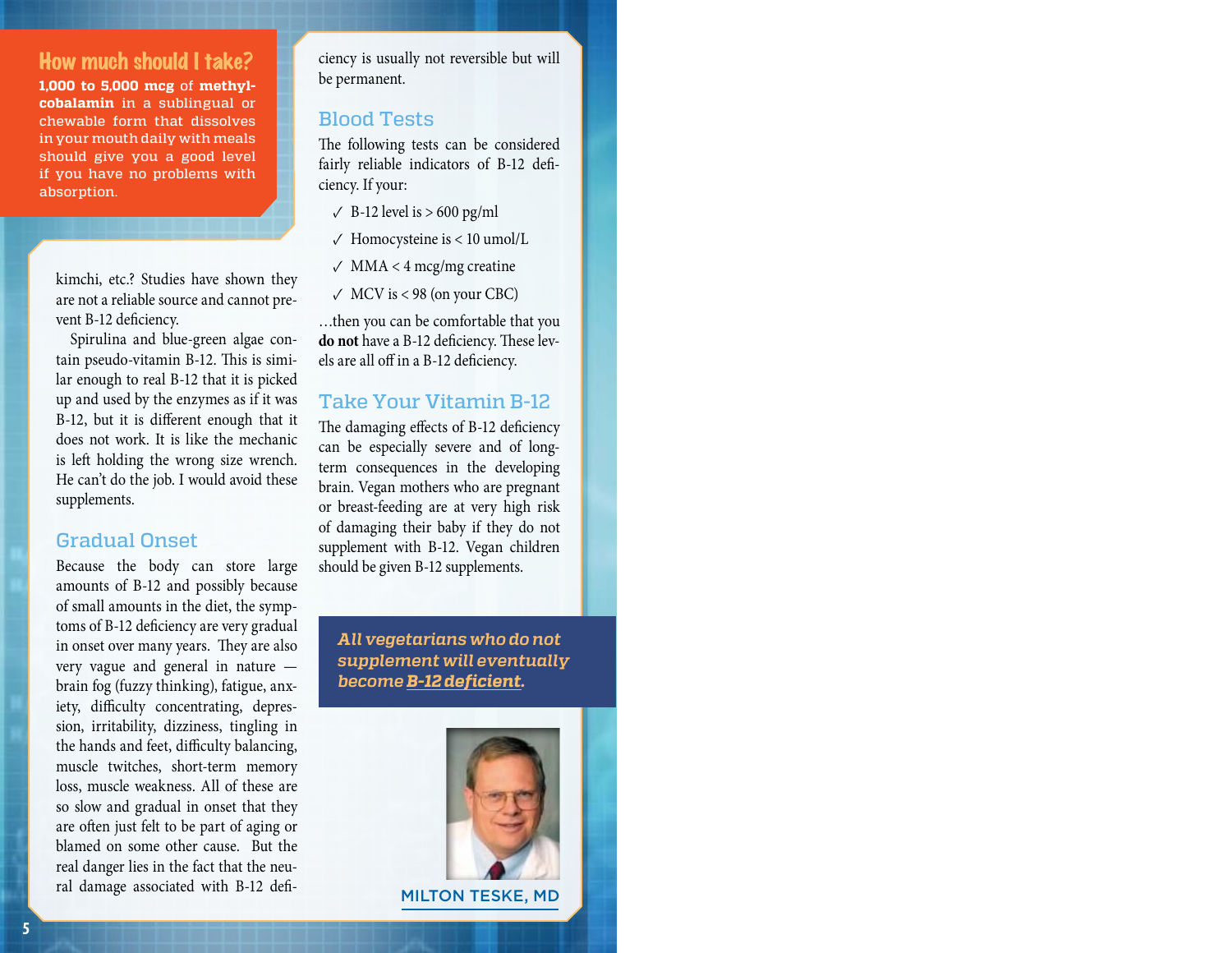## How much should I take?

**1,000 to 5,000 mcg** of **methylcobalamin** in a sublingual or chewable form that dissolves in your mouth daily with meals should give you a good level if you have no problems with absorption.

kimchi, etc.? Studies have shown they are not a reliable source and cannot prevent B-12 deficiency.

Spirulina and blue-green algae contain pseudo-vitamin B-12. This is similar enough to real B-12 that it is picked up and used by the enzymes as if it was B-12, but it is different enough that it does not work. It is like the mechanic is left holding the wrong size wrench. He can't do the job. I would avoid these supplements.

## Gradual Onset

Because the body can store large amounts of B-12 and possibly because of small amounts in the diet, the symptoms of B-12 deficiency are very gradual in onset over many years. They are also very vague and general in nature — brain fog (fuzzy thinking), fatigue, anxiety, difficulty concentrating, depression, irritability, dizziness, tingling in the hands and feet, difficulty balancing, muscle twitches, short-term memory loss, muscle weakness. All of these are so slow and gradual in onset that they are often just felt to be part of aging or blamed on some other cause. But the real danger lies in the fact that the neural damage associated with B-12 deficiency is usually not reversible but will be permanent.

## Blood Tests

The following tests can be considered fairly reliable indicators of B-12 deficiency. If your:

- ✓ B-12 level is > 600 pg/ml
- ✓ Homocysteine is < 10 umol/L
- ✓ MMA < 4 mcg/mg creatine
- ✓ MCV is < 98 (on your CBC)

…then you can be comfortable that you **do not** have a B-12 deficiency. These levels are all off in a B-12 deficiency.

## Take Your Vitamin B-12

The damaging effects of B-12 deficiency can be especially severe and of long-term consequences in the developing brain. Vegan mothers who are pregnant or breast-feeding are at very high risk of damaging their baby if they do not supplement with B-12. Vegan children should be given B-12 supplements.

***All vegetarians who do not supplement will eventually become B-12 deficient.***

MILTON TESKE, MD